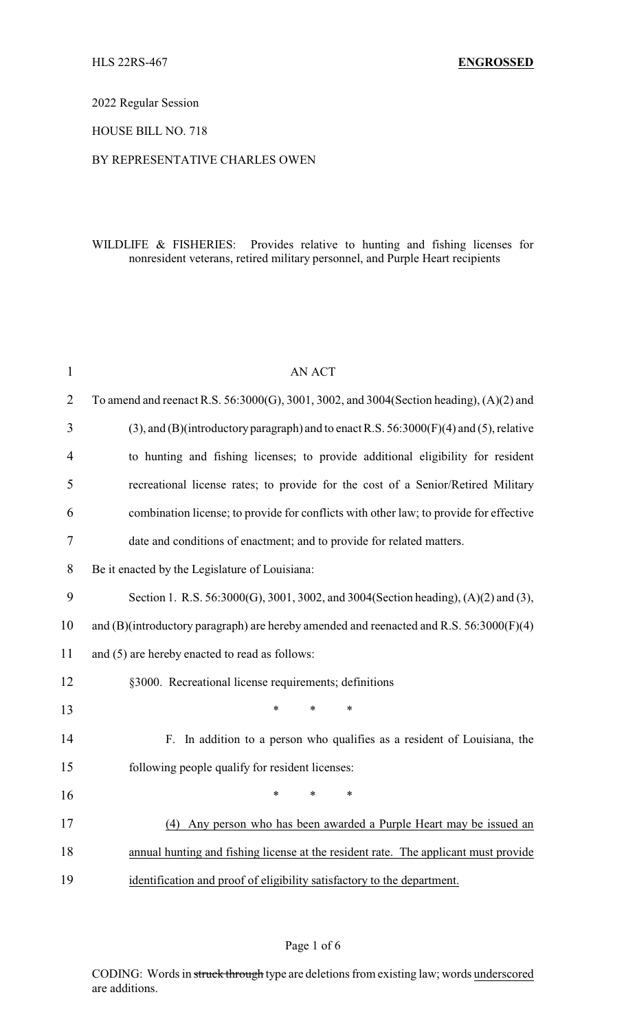2022 Regular Session

HOUSE BILL NO. 718

BY REPRESENTATIVE CHARLES OWEN

WILDLIFE & FISHERIES: Provides relative to hunting and fishing licenses for nonresident veterans, retired military personnel, and Purple Heart recipients

AN ACT

To amend and reenact R.S. 56:3000(G), 3001, 3002, and 3004(Section heading), (A)(2) and (3), and (B)(introductory paragraph) and to enact R.S. 56:3000(F)(4) and (5), relative to hunting and fishing licenses; to provide additional eligibility for resident recreational license rates; to provide for the cost of a Senior/Retired Military combination license; to provide for conflicts with other law; to provide for effective date and conditions of enactment; and to provide for related matters.

Be it enacted by the Legislature of Louisiana:

Section 1. R.S. 56:3000(G), 3001, 3002, and 3004(Section heading), (A)(2) and (3), and (B)(introductory paragraph) are hereby amended and reenacted and R.S. 56:3000(F)(4) and (5) are hereby enacted to read as follows:

§3000. Recreational license requirements; definitions

\* \* \*

F. In addition to a person who qualifies as a resident of Louisiana, the following people qualify for resident licenses:

\* \* \*

(4) Any person who has been awarded a Purple Heart may be issued an annual hunting and fishing license at the resident rate. The applicant must provide identification and proof of eligibility satisfactory to the department.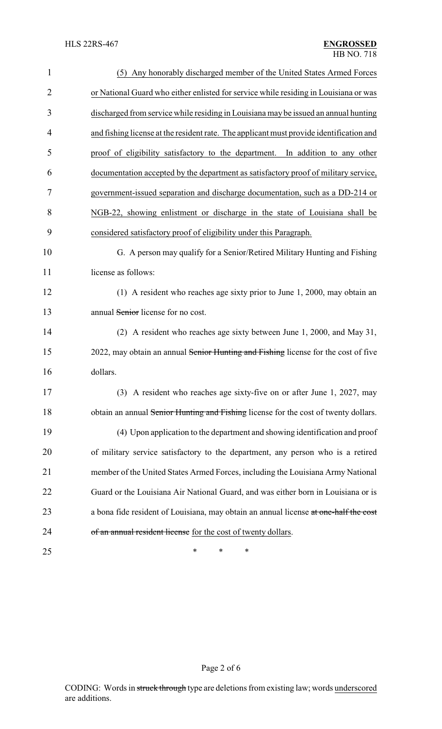(5) Any honorably discharged member of the United States Armed Forces or National Guard who either enlisted for service while residing in Louisiana or was discharged from service while residing in Louisiana may be issued an annual hunting and fishing license at the resident rate. The applicant must provide identification and proof of eligibility satisfactory to the department. In addition to any other documentation accepted by the department as satisfactory proof of military service, government-issued separation and discharge documentation, such as a DD-214 or NGB-22, showing enlistment or discharge in the state of Louisiana shall be considered satisfactory proof of eligibility under this Paragraph.

G. A person may qualify for a Senior/Retired Military Hunting and Fishing license as follows:

(1) A resident who reaches age sixty prior to June 1, 2000, may obtain an annual ~~Senior~~ license for no cost.

(2) A resident who reaches age sixty between June 1, 2000, and May 31, 2022, may obtain an annual ~~Senior Hunting and Fishing~~ license for the cost of five dollars.

(3) A resident who reaches age sixty-five on or after June 1, 2027, may obtain an annual ~~Senior Hunting and Fishing~~ license for the cost of twenty dollars.

(4) Upon application to the department and showing identification and proof of military service satisfactory to the department, any person who is a retired member of the United States Armed Forces, including the Louisiana Army National Guard or the Louisiana Air National Guard, and was either born in Louisiana or is a bona fide resident of Louisiana, may obtain an annual license ~~at one-half the cost of an annual resident license~~ for the cost of twenty dollars.

\* \* \*

CODING: Words in ~~struck through~~ type are deletions from existing law; words underscored are additions.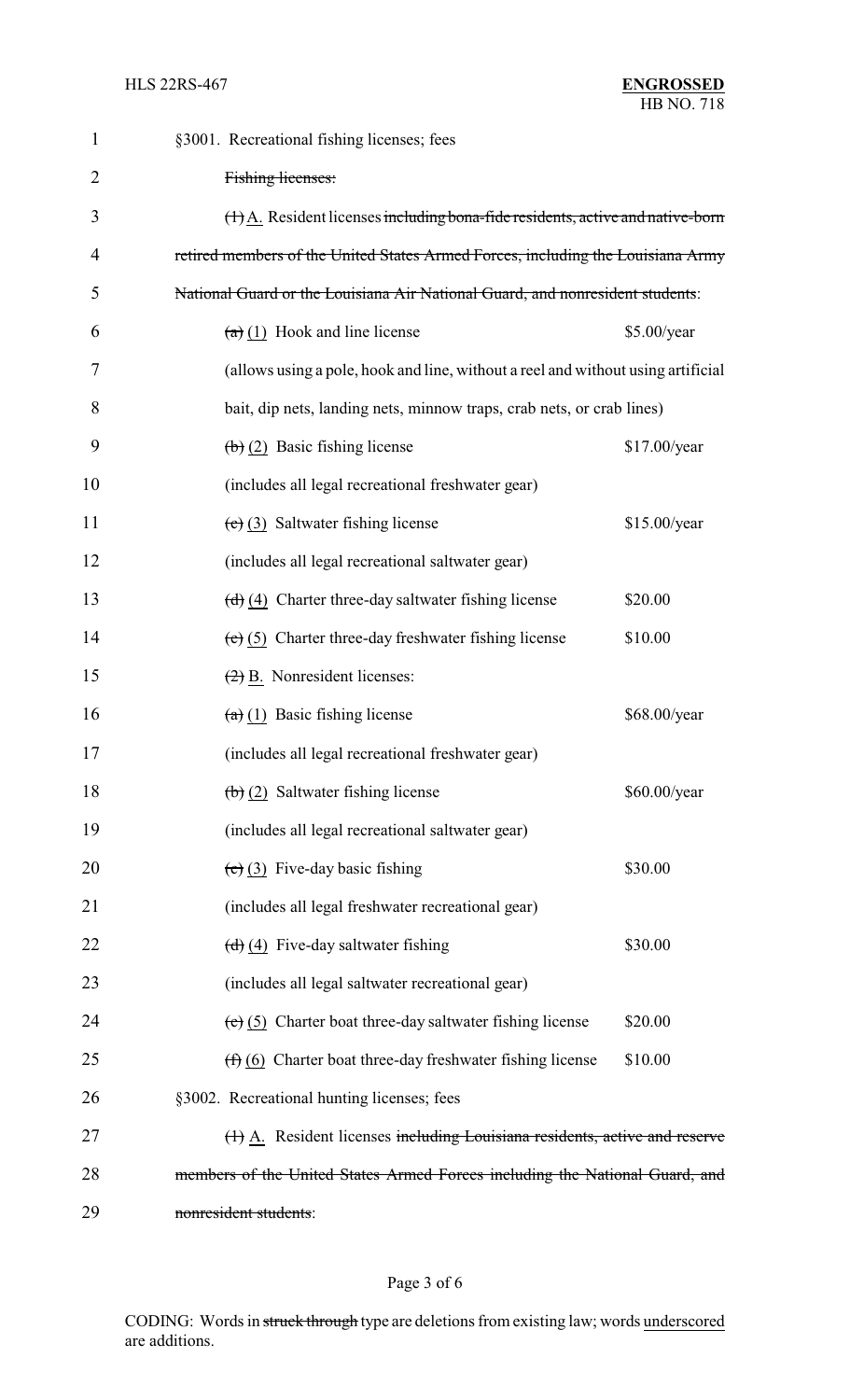§3001. Recreational fishing licenses; fees

~~Fishing licenses:~~

~~(1)~~ A. Resident licenses ~~including bona-fide residents, active and native-born retired members of the United States Armed Forces, including the Louisiana Army National Guard or the Louisiana Air National Guard, and nonresident students~~:

| | |
|---|---|
| ~~(a)~~ (1) Hook and line license | $5.00/year |
| (allows using a pole, hook and line, without a reel and without using artificial bait, dip nets, landing nets, minnow traps, crab nets, or crab lines) | |
| ~~(b)~~ (2) Basic fishing license | $17.00/year |
| (includes all legal recreational freshwater gear) | |
| ~~(c)~~ (3) Saltwater fishing license | $15.00/year |
| (includes all legal recreational saltwater gear) | |
| ~~(d)~~ (4) Charter three-day saltwater fishing license | $20.00 |
| ~~(e)~~ (5) Charter three-day freshwater fishing license | $10.00 |

~~(2)~~ B. Nonresident licenses:

| | |
|---|---|
| ~~(a)~~ (1) Basic fishing license | $68.00/year |
| (includes all legal recreational freshwater gear) | |
| ~~(b)~~ (2) Saltwater fishing license | $60.00/year |
| (includes all legal recreational saltwater gear) | |
| ~~(c)~~ (3) Five-day basic fishing | $30.00 |
| (includes all legal freshwater recreational gear) | |
| ~~(d)~~ (4) Five-day saltwater fishing | $30.00 |
| (includes all legal saltwater recreational gear) | |
| ~~(e)~~ (5) Charter boat three-day saltwater fishing license | $20.00 |
| ~~(f)~~ (6) Charter boat three-day freshwater fishing license | $10.00 |

§3002. Recreational hunting licenses; fees

~~(1)~~ A. Resident licenses ~~including Louisiana residents, active and reserve members of the United States Armed Forces including the National Guard, and nonresident students~~: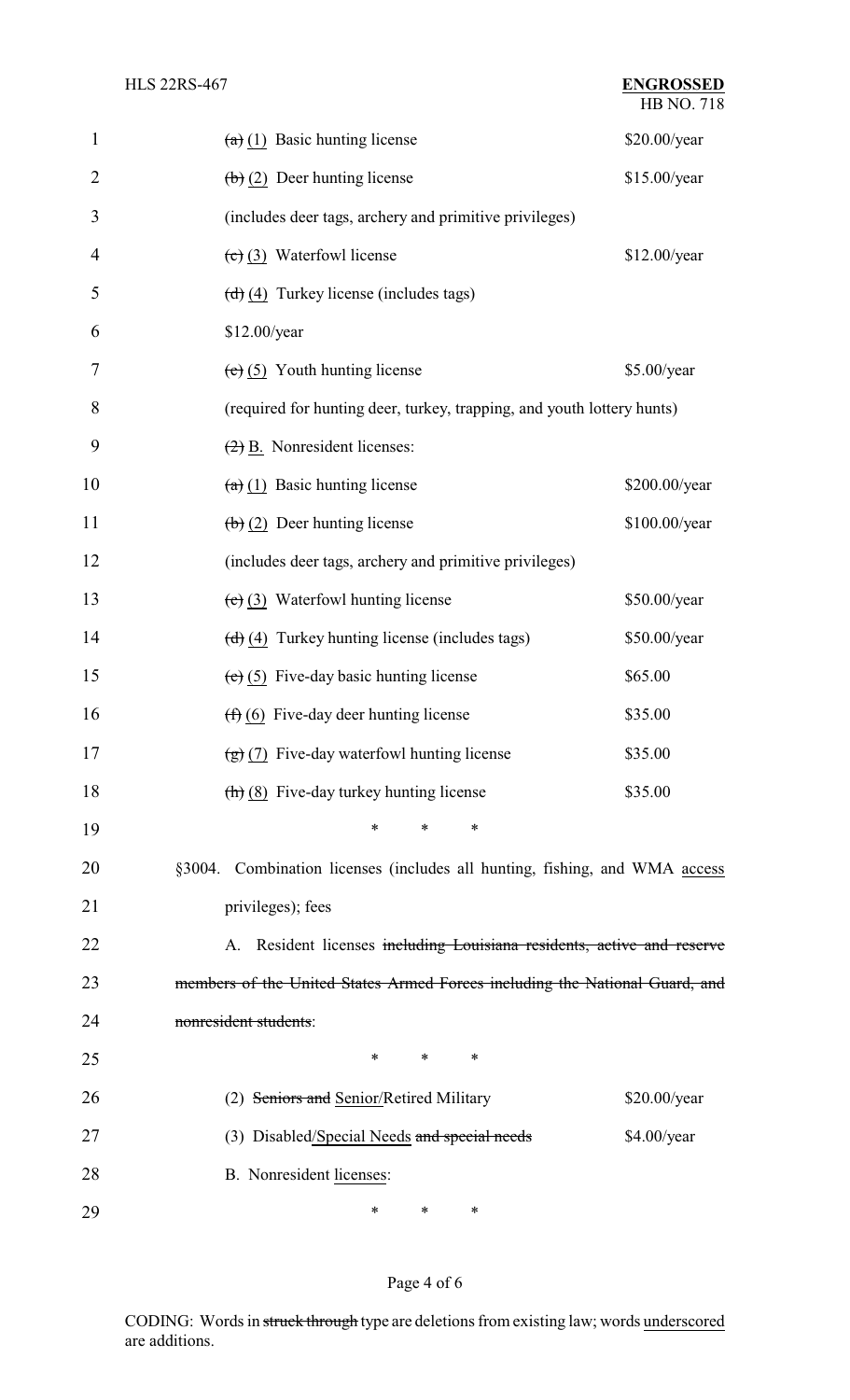~~(a)~~ <u>(1)</u> Basic hunting license $20.00/year

~~(b)~~ <u>(2)</u> Deer hunting license $15.00/year

(includes deer tags, archery and primitive privileges)

~~(c)~~ <u>(3)</u> Waterfowl license $12.00/year

~~(d)~~ <u>(4)</u> Turkey license (includes tags)

$12.00/year

~~(e)~~ <u>(5)</u> Youth hunting license $5.00/year

(required for hunting deer, turkey, trapping, and youth lottery hunts)

~~(2)~~ <u>B.</u> Nonresident licenses:

~~(a)~~ <u>(1)</u> Basic hunting license $200.00/year

~~(b)~~ <u>(2)</u> Deer hunting license $100.00/year

(includes deer tags, archery and primitive privileges)

~~(c)~~ <u>(3)</u> Waterfowl hunting license $50.00/year

~~(d)~~ <u>(4)</u> Turkey hunting license (includes tags) $50.00/year

~~(e)~~ <u>(5)</u> Five-day basic hunting license $65.00

~~(f)~~ <u>(6)</u> Five-day deer hunting license $35.00

~~(g)~~ <u>(7)</u> Five-day waterfowl hunting license $35.00

~~(h)~~ <u>(8)</u> Five-day turkey hunting license $35.00

\* \* \*

§3004. Combination licenses (includes all hunting, fishing, and WMA <u>access</u> privileges); fees

A. Resident licenses ~~including Louisiana residents, active and reserve members of the United States Armed Forces including the National Guard, and nonresident students~~:

\* \* \*

(2) ~~Seniors and~~ <u>Senior/</u>Retired Military $20.00/year

(3) Disabled<u>/Special Needs</u> ~~and special needs~~ $4.00/year

B. Nonresident <u>licenses</u>:

\* \* \*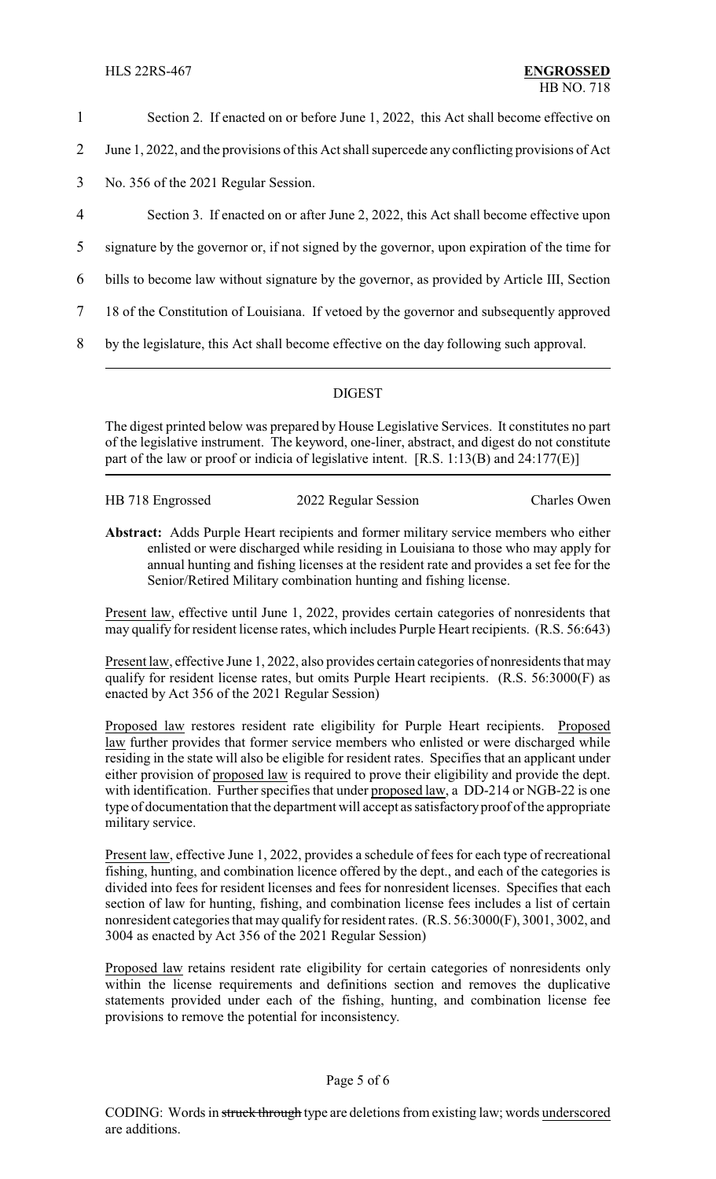Section 2. If enacted on or before June 1, 2022, this Act shall become effective on June 1, 2022, and the provisions of this Act shall supercede any conflicting provisions of Act No. 356 of the 2021 Regular Session.

Section 3. If enacted on or after June 2, 2022, this Act shall become effective upon signature by the governor or, if not signed by the governor, upon expiration of the time for bills to become law without signature by the governor, as provided by Article III, Section 18 of the Constitution of Louisiana. If vetoed by the governor and subsequently approved by the legislature, this Act shall become effective on the day following such approval.

---

## DIGEST

The digest printed below was prepared by House Legislative Services. It constitutes no part of the legislative instrument. The keyword, one-liner, abstract, and digest do not constitute part of the law or proof or indicia of legislative intent. [R.S. 1:13(B) and 24:177(E)]

---

HB 718 Engrossed | 2022 Regular Session | Charles Owen

**Abstract:** Adds Purple Heart recipients and former military service members who either enlisted or were discharged while residing in Louisiana to those who may apply for annual hunting and fishing licenses at the resident rate and provides a set fee for the Senior/Retired Military combination hunting and fishing license.

Present law, effective until June 1, 2022, provides certain categories of nonresidents that may qualify for resident license rates, which includes Purple Heart recipients. (R.S. 56:643)

Present law, effective June 1, 2022, also provides certain categories of nonresidents that may qualify for resident license rates, but omits Purple Heart recipients. (R.S. 56:3000(F) as enacted by Act 356 of the 2021 Regular Session)

Proposed law restores resident rate eligibility for Purple Heart recipients. Proposed law further provides that former service members who enlisted or were discharged while residing in the state will also be eligible for resident rates. Specifies that an applicant under either provision of proposed law is required to prove their eligibility and provide the dept. with identification. Further specifies that under proposed law, a DD-214 or NGB-22 is one type of documentation that the department will accept as satisfactory proof of the appropriate military service.

Present law, effective June 1, 2022, provides a schedule of fees for each type of recreational fishing, hunting, and combination licence offered by the dept., and each of the categories is divided into fees for resident licenses and fees for nonresident licenses. Specifies that each section of law for hunting, fishing, and combination license fees includes a list of certain nonresident categories that may qualify for resident rates. (R.S. 56:3000(F), 3001, 3002, and 3004 as enacted by Act 356 of the 2021 Regular Session)

Proposed law retains resident rate eligibility for certain categories of nonresidents only within the license requirements and definitions section and removes the duplicative statements provided under each of the fishing, hunting, and combination license fee provisions to remove the potential for inconsistency.

CODING: Words in ~~struck through~~ type are deletions from existing law; words underscored are additions.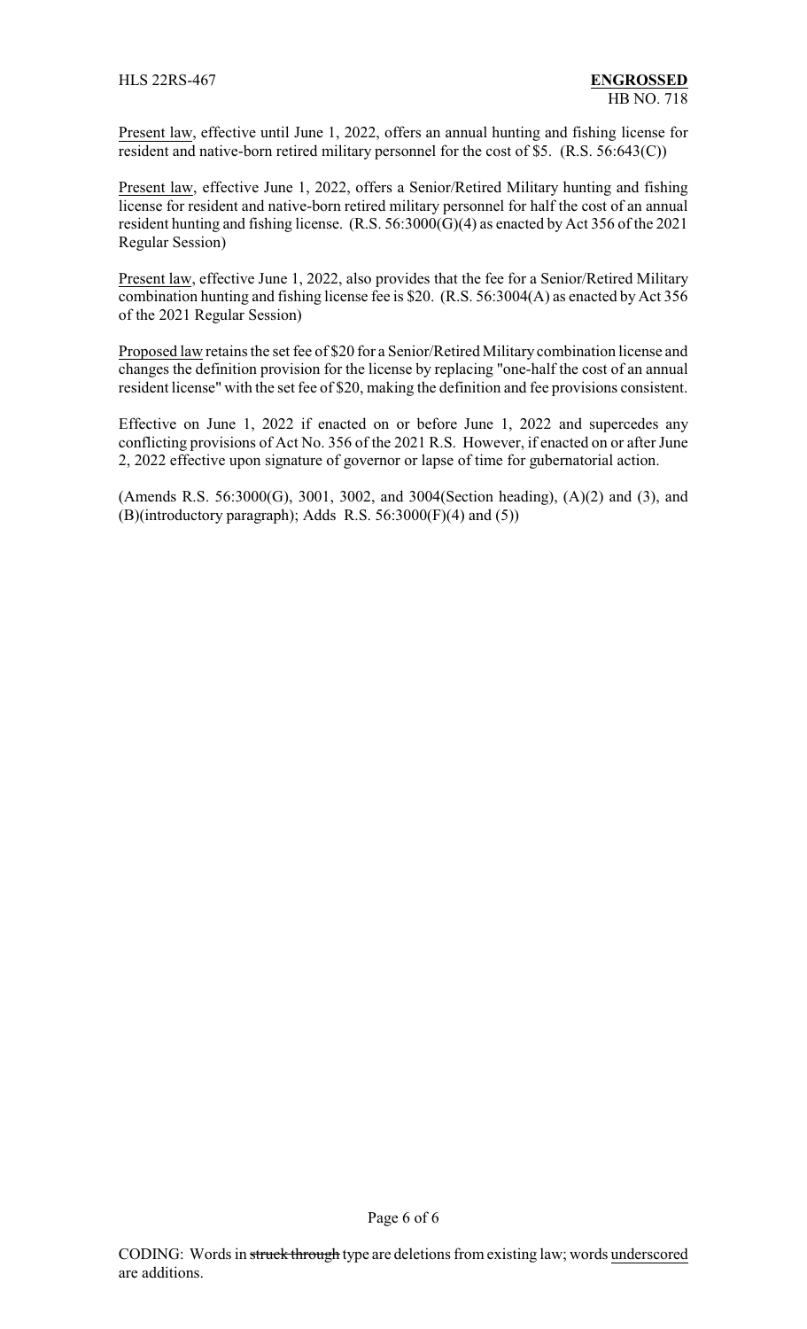Present law, effective until June 1, 2022, offers an annual hunting and fishing license for resident and native-born retired military personnel for the cost of $5. (R.S. 56:643(C))

Present law, effective June 1, 2022, offers a Senior/Retired Military hunting and fishing license for resident and native-born retired military personnel for half the cost of an annual resident hunting and fishing license. (R.S. 56:3000(G)(4) as enacted by Act 356 of the 2021 Regular Session)

Present law, effective June 1, 2022, also provides that the fee for a Senior/Retired Military combination hunting and fishing license fee is $20. (R.S. 56:3004(A) as enacted by Act 356 of the 2021 Regular Session)

Proposed law retains the set fee of $20 for a Senior/Retired Military combination license and changes the definition provision for the license by replacing "one-half the cost of an annual resident license" with the set fee of $20, making the definition and fee provisions consistent.

Effective on June 1, 2022 if enacted on or before June 1, 2022 and supercedes any conflicting provisions of Act No. 356 of the 2021 R.S. However, if enacted on or after June 2, 2022 effective upon signature of governor or lapse of time for gubernatorial action.

(Amends R.S. 56:3000(G), 3001, 3002, and 3004(Section heading), (A)(2) and (3), and (B)(introductory paragraph); Adds R.S. 56:3000(F)(4) and (5))